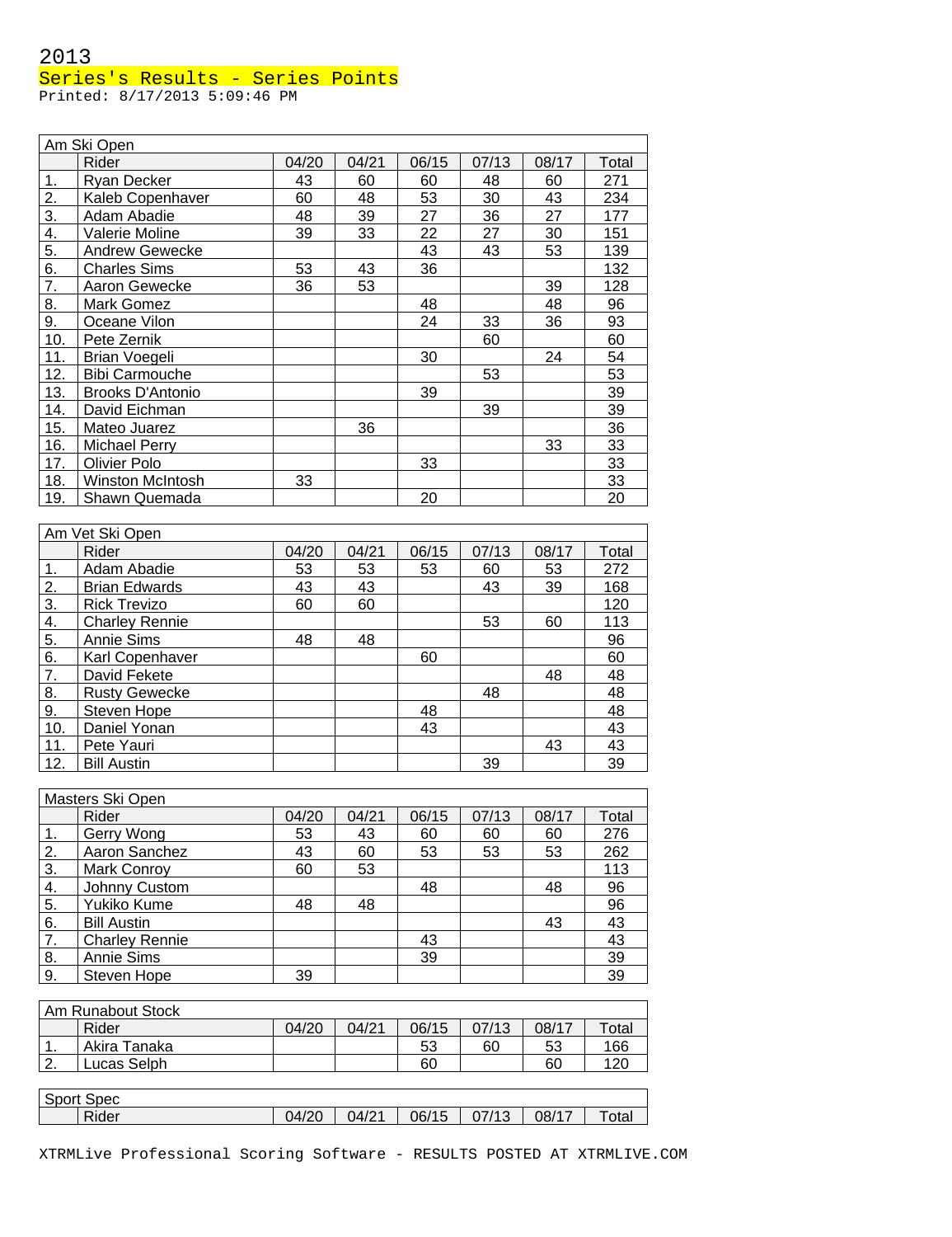2013

Series's Results - Series Points

Printed: 8/17/2013 5:09:46 PM

| Am Ski Open | | | | | | | |
|---|---|---|---|---|---|---|---|
| | Rider | 04/20 | 04/21 | 06/15 | 07/13 | 08/17 | Total |
| 1. | Ryan Decker | 43 | 60 | 60 | 48 | 60 | 271 |
| 2. | Kaleb Copenhaver | 60 | 48 | 53 | 30 | 43 | 234 |
| 3. | Adam Abadie | 48 | 39 | 27 | 36 | 27 | 177 |
| 4. | Valerie Moline | 39 | 33 | 22 | 27 | 30 | 151 |
| 5. | Andrew Gewecke | | | 43 | 43 | 53 | 139 |
| 6. | Charles Sims | 53 | 43 | 36 | | | 132 |
| 7. | Aaron Gewecke | 36 | 53 | | | 39 | 128 |
| 8. | Mark Gomez | | | 48 | | 48 | 96 |
| 9. | Oceane Vilon | | | 24 | 33 | 36 | 93 |
| 10. | Pete Zernik | | | | 60 | | 60 |
| 11. | Brian Voegeli | | | 30 | | 24 | 54 |
| 12. | Bibi Carmouche | | | | 53 | | 53 |
| 13. | Brooks D'Antonio | | | 39 | | | 39 |
| 14. | David Eichman | | | | 39 | | 39 |
| 15. | Mateo Juarez | | 36 | | | | 36 |
| 16. | Michael Perry | | | | | 33 | 33 |
| 17. | Olivier Polo | | | 33 | | | 33 |
| 18. | Winston McIntosh | 33 | | | | | 33 |
| 19. | Shawn Quemada | | | 20 | | | 20 |

| Am Vet Ski Open | | | | | | | |
|---|---|---|---|---|---|---|---|
| | Rider | 04/20 | 04/21 | 06/15 | 07/13 | 08/17 | Total |
| 1. | Adam Abadie | 53 | 53 | 53 | 60 | 53 | 272 |
| 2. | Brian Edwards | 43 | 43 | | 43 | 39 | 168 |
| 3. | Rick Trevizo | 60 | 60 | | | | 120 |
| 4. | Charley Rennie | | | | 53 | 60 | 113 |
| 5. | Annie Sims | 48 | 48 | | | | 96 |
| 6. | Karl Copenhaver | | | 60 | | | 60 |
| 7. | David Fekete | | | | | 48 | 48 |
| 8. | Rusty Gewecke | | | | 48 | | 48 |
| 9. | Steven Hope | | | 48 | | | 48 |
| 10. | Daniel Yonan | | | 43 | | | 43 |
| 11. | Pete Yauri | | | | | 43 | 43 |
| 12. | Bill Austin | | | | 39 | | 39 |

| Masters Ski Open | | | | | | | |
|---|---|---|---|---|---|---|---|
| | Rider | 04/20 | 04/21 | 06/15 | 07/13 | 08/17 | Total |
| 1. | Gerry Wong | 53 | 43 | 60 | 60 | 60 | 276 |
| 2. | Aaron Sanchez | 43 | 60 | 53 | 53 | 53 | 262 |
| 3. | Mark Conroy | 60 | 53 | | | | 113 |
| 4. | Johnny Custom | | | 48 | | 48 | 96 |
| 5. | Yukiko Kume | 48 | 48 | | | | 96 |
| 6. | Bill Austin | | | | | 43 | 43 |
| 7. | Charley Rennie | | | 43 | | | 43 |
| 8. | Annie Sims | | | 39 | | | 39 |
| 9. | Steven Hope | 39 | | | | | 39 |

| Am Runabout Stock | | | | | | | |
|---|---|---|---|---|---|---|---|
| | Rider | 04/20 | 04/21 | 06/15 | 07/13 | 08/17 | Total |
| 1. | Akira Tanaka | | | 53 | 60 | 53 | 166 |
| 2. | Lucas Selph | | | 60 | | 60 | 120 |

| Sport Spec | | | | | | | |
|---|---|---|---|---|---|---|---|
| | Rider | 04/20 | 04/21 | 06/15 | 07/13 | 08/17 | Total |

XTRMLive Professional Scoring Software - RESULTS POSTED AT XTRMLIVE.COM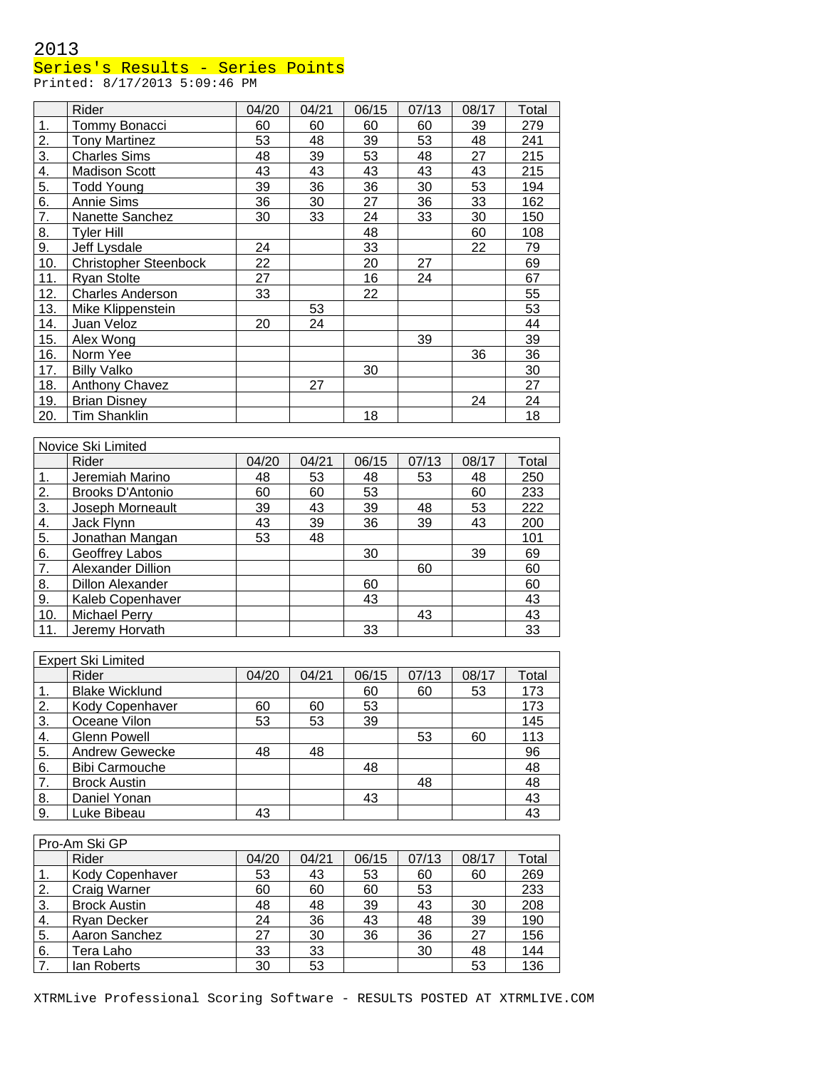2013

Series's Results - Series Points

Printed: 8/17/2013 5:09:46 PM

| | Rider | 04/20 | 04/21 | 06/15 | 07/13 | 08/17 | Total |
|---|---|---|---|---|---|---|---|
| 1. | Tommy Bonacci | 60 | 60 | 60 | 60 | 39 | 279 |
| 2. | Tony Martinez | 53 | 48 | 39 | 53 | 48 | 241 |
| 3. | Charles Sims | 48 | 39 | 53 | 48 | 27 | 215 |
| 4. | Madison Scott | 43 | 43 | 43 | 43 | 43 | 215 |
| 5. | Todd Young | 39 | 36 | 36 | 30 | 53 | 194 |
| 6. | Annie Sims | 36 | 30 | 27 | 36 | 33 | 162 |
| 7. | Nanette Sanchez | 30 | 33 | 24 | 33 | 30 | 150 |
| 8. | Tyler Hill | | | 48 | | 60 | 108 |
| 9. | Jeff Lysdale | 24 | | 33 | | 22 | 79 |
| 10. | Christopher Steenbock | 22 | | 20 | 27 | | 69 |
| 11. | Ryan Stolte | 27 | | 16 | 24 | | 67 |
| 12. | Charles Anderson | 33 | | 22 | | | 55 |
| 13. | Mike Klippenstein | | 53 | | | | 53 |
| 14. | Juan Veloz | 20 | 24 | | | | 44 |
| 15. | Alex Wong | | | | 39 | | 39 |
| 16. | Norm Yee | | | | | 36 | 36 |
| 17. | Billy Valko | | | 30 | | | 30 |
| 18. | Anthony Chavez | | 27 | | | | 27 |
| 19. | Brian Disney | | | | | 24 | 24 |
| 20. | Tim Shanklin | | | 18 | | | 18 |

| Novice Ski Limited | | | | | | | |
|---|---|---|---|---|---|---|---|
| | Rider | 04/20 | 04/21 | 06/15 | 07/13 | 08/17 | Total |
| 1. | Jeremiah Marino | 48 | 53 | 48 | 53 | 48 | 250 |
| 2. | Brooks D'Antonio | 60 | 60 | 53 | | 60 | 233 |
| 3. | Joseph Morneault | 39 | 43 | 39 | 48 | 53 | 222 |
| 4. | Jack Flynn | 43 | 39 | 36 | 39 | 43 | 200 |
| 5. | Jonathan Mangan | 53 | 48 | | | | 101 |
| 6. | Geoffrey Labos | | | 30 | | 39 | 69 |
| 7. | Alexander Dillion | | | | 60 | | 60 |
| 8. | Dillon Alexander | | | 60 | | | 60 |
| 9. | Kaleb Copenhaver | | | 43 | | | 43 |
| 10. | Michael Perry | | | | 43 | | 43 |
| 11. | Jeremy Horvath | | | 33 | | | 33 |

| Expert Ski Limited | | | | | | | |
|---|---|---|---|---|---|---|---|
| | Rider | 04/20 | 04/21 | 06/15 | 07/13 | 08/17 | Total |
| 1. | Blake Wicklund | | | 60 | 60 | 53 | 173 |
| 2. | Kody Copenhaver | 60 | 60 | 53 | | | 173 |
| 3. | Oceane Vilon | 53 | 53 | 39 | | | 145 |
| 4. | Glenn Powell | | | | 53 | 60 | 113 |
| 5. | Andrew Gewecke | 48 | 48 | | | | 96 |
| 6. | Bibi Carmouche | | | 48 | | | 48 |
| 7. | Brock Austin | | | | 48 | | 48 |
| 8. | Daniel Yonan | | | 43 | | | 43 |
| 9. | Luke Bibeau | 43 | | | | | 43 |

| Pro-Am Ski GP | | | | | | | |
|---|---|---|---|---|---|---|---|
| | Rider | 04/20 | 04/21 | 06/15 | 07/13 | 08/17 | Total |
| 1. | Kody Copenhaver | 53 | 43 | 53 | 60 | 60 | 269 |
| 2. | Craig Warner | 60 | 60 | 60 | 53 | | 233 |
| 3. | Brock Austin | 48 | 48 | 39 | 43 | 30 | 208 |
| 4. | Ryan Decker | 24 | 36 | 43 | 48 | 39 | 190 |
| 5. | Aaron Sanchez | 27 | 30 | 36 | 36 | 27 | 156 |
| 6. | Tera Laho | 33 | 33 | | 30 | 48 | 144 |
| 7. | Ian Roberts | 30 | 53 | | | 53 | 136 |

XTRMLive Professional Scoring Software - RESULTS POSTED AT XTRMLIVE.COM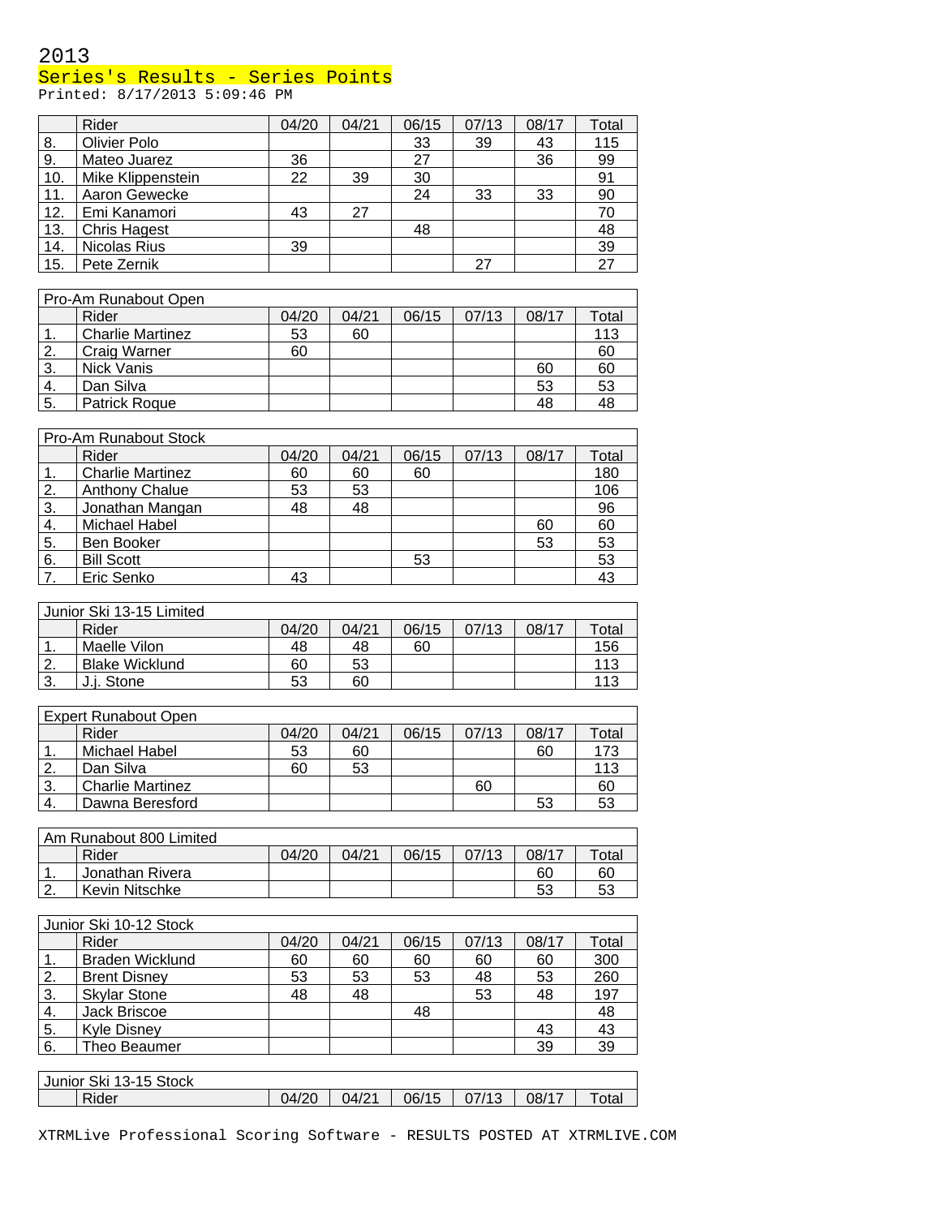2013

Series's Results - Series Points

Printed: 8/17/2013 5:09:46 PM

| | Rider | 04/20 | 04/21 | 06/15 | 07/13 | 08/17 | Total |
|---|---|---|---|---|---|---|---|
| 8. | Olivier Polo | | | 33 | 39 | 43 | 115 |
| 9. | Mateo Juarez | 36 | | 27 | | 36 | 99 |
| 10. | Mike Klippenstein | 22 | 39 | 30 | | | 91 |
| 11. | Aaron Gewecke | | | 24 | 33 | 33 | 90 |
| 12. | Emi Kanamori | 43 | 27 | | | | 70 |
| 13. | Chris Hagest | | | 48 | | | 48 |
| 14. | Nicolas Rius | 39 | | | | | 39 |
| 15. | Pete Zernik | | | | 27 | | 27 |

| Pro-Am Runabout Open | | | | | | | |
|---|---|---|---|---|---|---|---|
| | Rider | 04/20 | 04/21 | 06/15 | 07/13 | 08/17 | Total |
| 1. | Charlie Martinez | 53 | 60 | | | | 113 |
| 2. | Craig Warner | 60 | | | | | 60 |
| 3. | Nick Vanis | | | | | 60 | 60 |
| 4. | Dan Silva | | | | | 53 | 53 |
| 5. | Patrick Roque | | | | | 48 | 48 |

| Pro-Am Runabout Stock | | | | | | | |
|---|---|---|---|---|---|---|---|
| | Rider | 04/20 | 04/21 | 06/15 | 07/13 | 08/17 | Total |
| 1. | Charlie Martinez | 60 | 60 | 60 | | | 180 |
| 2. | Anthony Chalue | 53 | 53 | | | | 106 |
| 3. | Jonathan Mangan | 48 | 48 | | | | 96 |
| 4. | Michael Habel | | | | | 60 | 60 |
| 5. | Ben Booker | | | | | 53 | 53 |
| 6. | Bill Scott | | | 53 | | | 53 |
| 7. | Eric Senko | 43 | | | | | 43 |

| Junior Ski 13-15 Limited | | | | | | | |
|---|---|---|---|---|---|---|---|
| | Rider | 04/20 | 04/21 | 06/15 | 07/13 | 08/17 | Total |
| 1. | Maelle Vilon | 48 | 48 | 60 | | | 156 |
| 2. | Blake Wicklund | 60 | 53 | | | | 113 |
| 3. | J.j. Stone | 53 | 60 | | | | 113 |

| Expert Runabout Open | | | | | | | |
|---|---|---|---|---|---|---|---|
| | Rider | 04/20 | 04/21 | 06/15 | 07/13 | 08/17 | Total |
| 1. | Michael Habel | 53 | 60 | | | 60 | 173 |
| 2. | Dan Silva | 60 | 53 | | | | 113 |
| 3. | Charlie Martinez | | | | 60 | | 60 |
| 4. | Dawna Beresford | | | | | 53 | 53 |

| Am Runabout 800 Limited | | | | | | | |
|---|---|---|---|---|---|---|---|
| | Rider | 04/20 | 04/21 | 06/15 | 07/13 | 08/17 | Total |
| 1. | Jonathan Rivera | | | | | 60 | 60 |
| 2. | Kevin Nitschke | | | | | 53 | 53 |

| Junior Ski 10-12 Stock | | | | | | | |
|---|---|---|---|---|---|---|---|
| | Rider | 04/20 | 04/21 | 06/15 | 07/13 | 08/17 | Total |
| 1. | Braden Wicklund | 60 | 60 | 60 | 60 | 60 | 300 |
| 2. | Brent Disney | 53 | 53 | 53 | 48 | 53 | 260 |
| 3. | Skylar Stone | 48 | 48 | | 53 | 48 | 197 |
| 4. | Jack Briscoe | | | 48 | | | 48 |
| 5. | Kyle Disney | | | | | 43 | 43 |
| 6. | Theo Beaumer | | | | | 39 | 39 |

| Junior Ski 13-15 Stock | | | | | | | |
|---|---|---|---|---|---|---|---|
| | Rider | 04/20 | 04/21 | 06/15 | 07/13 | 08/17 | Total |

XTRMLive Professional Scoring Software - RESULTS POSTED AT XTRMLIVE.COM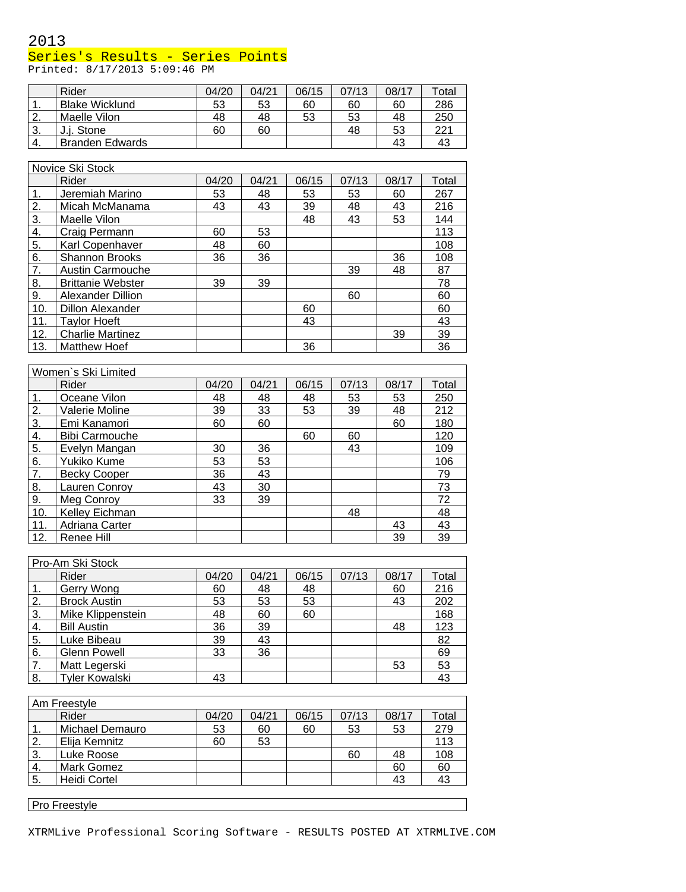2013

Series's Results - Series Points

Printed: 8/17/2013 5:09:46 PM

| | Rider | 04/20 | 04/21 | 06/15 | 07/13 | 08/17 | Total |
|---|---|---|---|---|---|---|---|
| 1. | Blake Wicklund | 53 | 53 | 60 | 60 | 60 | 286 |
| 2. | Maelle Vilon | 48 | 48 | 53 | 53 | 48 | 250 |
| 3. | J.j. Stone | 60 | 60 | | 48 | 53 | 221 |
| 4. | Branden Edwards | | | | | 43 | 43 |

| Novice Ski Stock | | | | | | | |
|---|---|---|---|---|---|---|---|
| | Rider | 04/20 | 04/21 | 06/15 | 07/13 | 08/17 | Total |
| 1. | Jeremiah Marino | 53 | 48 | 53 | 53 | 60 | 267 |
| 2. | Micah McManama | 43 | 43 | 39 | 48 | 43 | 216 |
| 3. | Maelle Vilon | | | 48 | 43 | 53 | 144 |
| 4. | Craig Permann | 60 | 53 | | | | 113 |
| 5. | Karl Copenhaver | 48 | 60 | | | | 108 |
| 6. | Shannon Brooks | 36 | 36 | | | 36 | 108 |
| 7. | Austin Carmouche | | | | 39 | 48 | 87 |
| 8. | Brittanie Webster | 39 | 39 | | | | 78 |
| 9. | Alexander Dillion | | | | 60 | | 60 |
| 10. | Dillon Alexander | | | 60 | | | 60 |
| 11. | Taylor Hoeft | | | 43 | | | 43 |
| 12. | Charlie Martinez | | | | | 39 | 39 |
| 13. | Matthew Hoef | | | 36 | | | 36 |

| Women`s Ski Limited | | | | | | | |
|---|---|---|---|---|---|---|---|
| | Rider | 04/20 | 04/21 | 06/15 | 07/13 | 08/17 | Total |
| 1. | Oceane Vilon | 48 | 48 | 48 | 53 | 53 | 250 |
| 2. | Valerie Moline | 39 | 33 | 53 | 39 | 48 | 212 |
| 3. | Emi Kanamori | 60 | 60 | | | 60 | 180 |
| 4. | Bibi Carmouche | | | 60 | 60 | | 120 |
| 5. | Evelyn Mangan | 30 | 36 | | 43 | | 109 |
| 6. | Yukiko Kume | 53 | 53 | | | | 106 |
| 7. | Becky Cooper | 36 | 43 | | | | 79 |
| 8. | Lauren Conroy | 43 | 30 | | | | 73 |
| 9. | Meg Conroy | 33 | 39 | | | | 72 |
| 10. | Kelley Eichman | | | | 48 | | 48 |
| 11. | Adriana Carter | | | | | 43 | 43 |
| 12. | Renee Hill | | | | | 39 | 39 |

| Pro-Am Ski Stock | | | | | | | |
|---|---|---|---|---|---|---|---|
| | Rider | 04/20 | 04/21 | 06/15 | 07/13 | 08/17 | Total |
| 1. | Gerry Wong | 60 | 48 | 48 | | 60 | 216 |
| 2. | Brock Austin | 53 | 53 | 53 | | 43 | 202 |
| 3. | Mike Klippenstein | 48 | 60 | 60 | | | 168 |
| 4. | Bill Austin | 36 | 39 | | | 48 | 123 |
| 5. | Luke Bibeau | 39 | 43 | | | | 82 |
| 6. | Glenn Powell | 33 | 36 | | | | 69 |
| 7. | Matt Legerski | | | | | 53 | 53 |
| 8. | Tyler Kowalski | 43 | | | | | 43 |

| Am Freestyle | | | | | | | |
|---|---|---|---|---|---|---|---|
| | Rider | 04/20 | 04/21 | 06/15 | 07/13 | 08/17 | Total |
| 1. | Michael Demauro | 53 | 60 | 60 | 53 | 53 | 279 |
| 2. | Elija Kemnitz | 60 | 53 | | | | 113 |
| 3. | Luke Roose | | | | 60 | 48 | 108 |
| 4. | Mark Gomez | | | | | 60 | 60 |
| 5. | Heidi Cortel | | | | | 43 | 43 |

Pro Freestyle

XTRMLive Professional Scoring Software - RESULTS POSTED AT XTRMLIVE.COM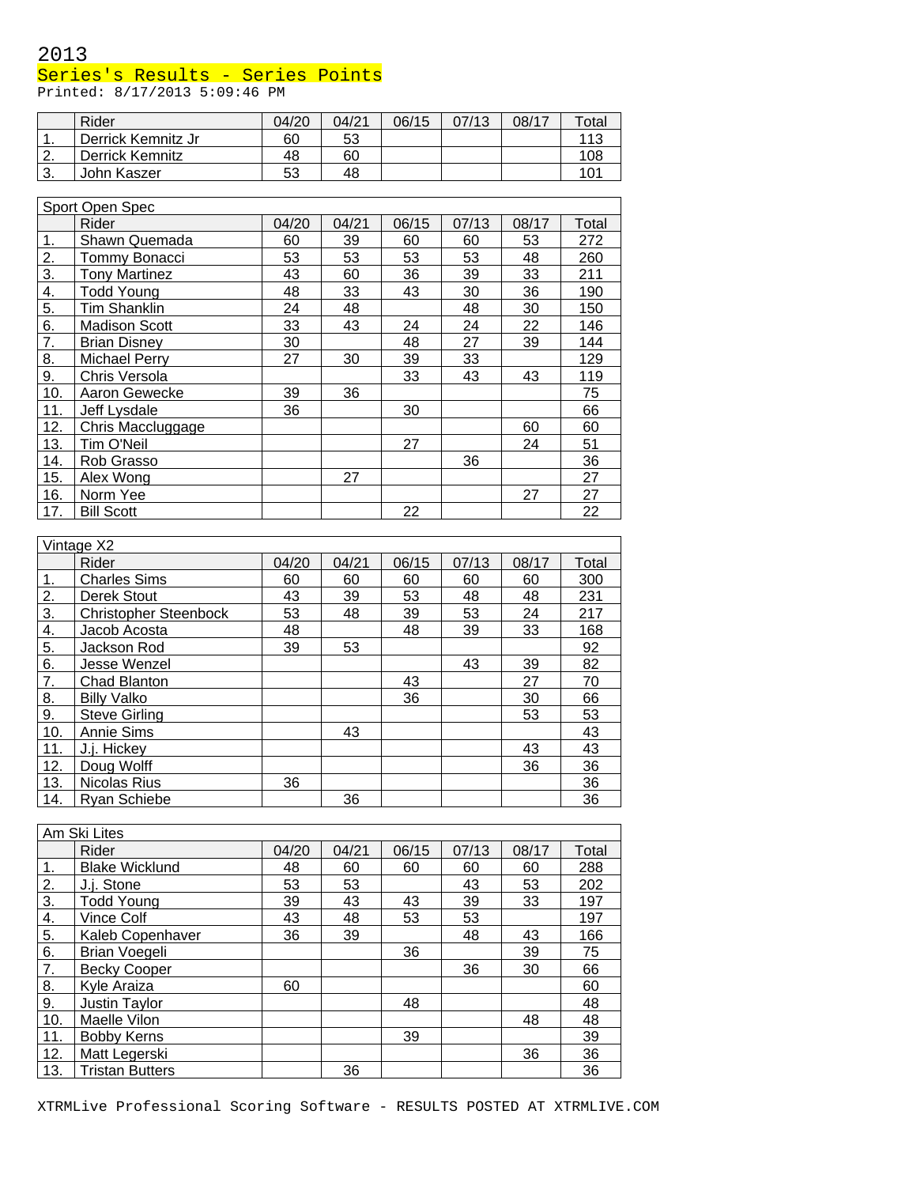2013

Series's Results - Series Points

Printed: 8/17/2013 5:09:46 PM

| | Rider | 04/20 | 04/21 | 06/15 | 07/13 | 08/17 | Total |
|---|---|---|---|---|---|---|---|
| 1. | Derrick Kemnitz Jr | 60 | 53 | | | | 113 |
| 2. | Derrick Kemnitz | 48 | 60 | | | | 108 |
| 3. | John Kaszer | 53 | 48 | | | | 101 |

| Sport Open Spec | | | | | | | |
|---|---|---|---|---|---|---|---|
| | Rider | 04/20 | 04/21 | 06/15 | 07/13 | 08/17 | Total |
| 1. | Shawn Quemada | 60 | 39 | 60 | 60 | 53 | 272 |
| 2. | Tommy Bonacci | 53 | 53 | 53 | 53 | 48 | 260 |
| 3. | Tony Martinez | 43 | 60 | 36 | 39 | 33 | 211 |
| 4. | Todd Young | 48 | 33 | 43 | 30 | 36 | 190 |
| 5. | Tim Shanklin | 24 | 48 | | 48 | 30 | 150 |
| 6. | Madison Scott | 33 | 43 | 24 | 24 | 22 | 146 |
| 7. | Brian Disney | 30 | | 48 | 27 | 39 | 144 |
| 8. | Michael Perry | 27 | 30 | 39 | 33 | | 129 |
| 9. | Chris Versola | | | 33 | 43 | 43 | 119 |
| 10. | Aaron Gewecke | 39 | 36 | | | | 75 |
| 11. | Jeff Lysdale | 36 | | 30 | | | 66 |
| 12. | Chris Maccluggage | | | | | 60 | 60 |
| 13. | Tim O'Neil | | | 27 | | 24 | 51 |
| 14. | Rob Grasso | | | | 36 | | 36 |
| 15. | Alex Wong | | 27 | | | | 27 |
| 16. | Norm Yee | | | | | 27 | 27 |
| 17. | Bill Scott | | | 22 | | | 22 |

| Vintage X2 | | | | | | | |
|---|---|---|---|---|---|---|---|
| | Rider | 04/20 | 04/21 | 06/15 | 07/13 | 08/17 | Total |
| 1. | Charles Sims | 60 | 60 | 60 | 60 | 60 | 300 |
| 2. | Derek Stout | 43 | 39 | 53 | 48 | 48 | 231 |
| 3. | Christopher Steenbock | 53 | 48 | 39 | 53 | 24 | 217 |
| 4. | Jacob Acosta | 48 | | 48 | 39 | 33 | 168 |
| 5. | Jackson Rod | 39 | 53 | | | | 92 |
| 6. | Jesse Wenzel | | | | 43 | 39 | 82 |
| 7. | Chad Blanton | | | 43 | | 27 | 70 |
| 8. | Billy Valko | | | 36 | | 30 | 66 |
| 9. | Steve Girling | | | | | 53 | 53 |
| 10. | Annie Sims | | 43 | | | | 43 |
| 11. | J.j. Hickey | | | | | 43 | 43 |
| 12. | Doug Wolff | | | | | 36 | 36 |
| 13. | Nicolas Rius | 36 | | | | | 36 |
| 14. | Ryan Schiebe | | 36 | | | | 36 |

| Am Ski Lites | | | | | | | |
|---|---|---|---|---|---|---|---|
| | Rider | 04/20 | 04/21 | 06/15 | 07/13 | 08/17 | Total |
| 1. | Blake Wicklund | 48 | 60 | 60 | 60 | 60 | 288 |
| 2. | J.j. Stone | 53 | 53 | | 43 | 53 | 202 |
| 3. | Todd Young | 39 | 43 | 43 | 39 | 33 | 197 |
| 4. | Vince Colf | 43 | 48 | 53 | 53 | | 197 |
| 5. | Kaleb Copenhaver | 36 | 39 | | 48 | 43 | 166 |
| 6. | Brian Voegeli | | | 36 | | 39 | 75 |
| 7. | Becky Cooper | | | | 36 | 30 | 66 |
| 8. | Kyle Araiza | 60 | | | | | 60 |
| 9. | Justin Taylor | | | 48 | | | 48 |
| 10. | Maelle Vilon | | | | | 48 | 48 |
| 11. | Bobby Kerns | | | 39 | | | 39 |
| 12. | Matt Legerski | | | | | 36 | 36 |
| 13. | Tristan Butters | | 36 | | | | 36 |

XTRMLive Professional Scoring Software - RESULTS POSTED AT XTRMLIVE.COM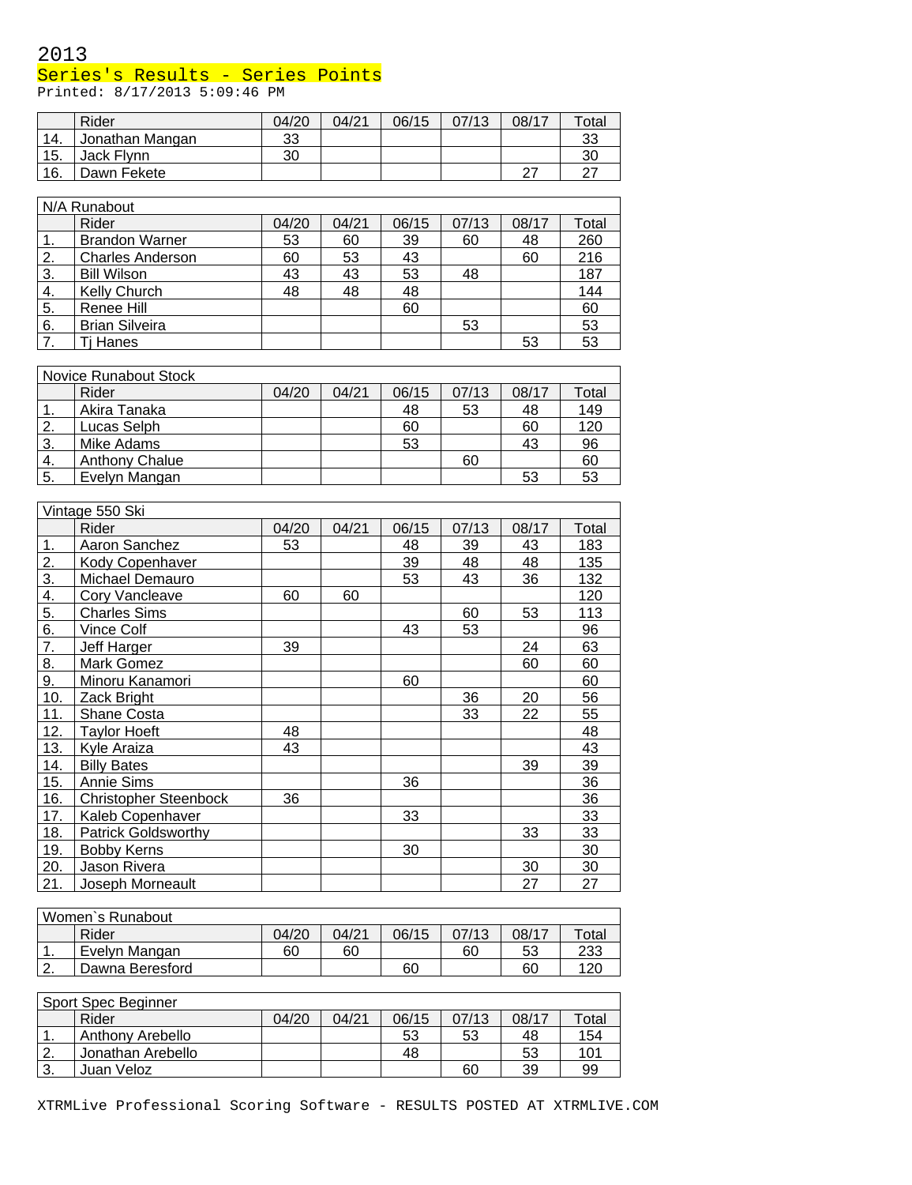2013

Series's Results - Series Points

Printed: 8/17/2013 5:09:46 PM

| | Rider | 04/20 | 04/21 | 06/15 | 07/13 | 08/17 | Total |
|---|---|---|---|---|---|---|---|
| 14. | Jonathan Mangan | 33 | | | | | 33 |
| 15. | Jack Flynn | 30 | | | | | 30 |
| 16. | Dawn Fekete | | | | | 27 | 27 |

| N/A Runabout | | | | | | | |
|---|---|---|---|---|---|---|---|
| | Rider | 04/20 | 04/21 | 06/15 | 07/13 | 08/17 | Total |
| 1. | Brandon Warner | 53 | 60 | 39 | 60 | 48 | 260 |
| 2. | Charles Anderson | 60 | 53 | 43 | | 60 | 216 |
| 3. | Bill Wilson | 43 | 43 | 53 | 48 | | 187 |
| 4. | Kelly Church | 48 | 48 | 48 | | | 144 |
| 5. | Renee Hill | | | 60 | | | 60 |
| 6. | Brian Silveira | | | | 53 | | 53 |
| 7. | Tj Hanes | | | | | 53 | 53 |

| Novice Runabout Stock | | | | | | | |
|---|---|---|---|---|---|---|---|
| | Rider | 04/20 | 04/21 | 06/15 | 07/13 | 08/17 | Total |
| 1. | Akira Tanaka | | | 48 | 53 | 48 | 149 |
| 2. | Lucas Selph | | | 60 | | 60 | 120 |
| 3. | Mike Adams | | | 53 | | 43 | 96 |
| 4. | Anthony Chalue | | | | 60 | | 60 |
| 5. | Evelyn Mangan | | | | | 53 | 53 |

| Vintage 550 Ski | | | | | | | |
|---|---|---|---|---|---|---|---|
| | Rider | 04/20 | 04/21 | 06/15 | 07/13 | 08/17 | Total |
| 1. | Aaron Sanchez | 53 | | 48 | 39 | 43 | 183 |
| 2. | Kody Copenhaver | | | 39 | 48 | 48 | 135 |
| 3. | Michael Demauro | | | 53 | 43 | 36 | 132 |
| 4. | Cory Vancleave | 60 | 60 | | | | 120 |
| 5. | Charles Sims | | | | 60 | 53 | 113 |
| 6. | Vince Colf | | | 43 | 53 | | 96 |
| 7. | Jeff Harger | 39 | | | | 24 | 63 |
| 8. | Mark Gomez | | | | | 60 | 60 |
| 9. | Minoru Kanamori | | | 60 | | | 60 |
| 10. | Zack Bright | | | | 36 | 20 | 56 |
| 11. | Shane Costa | | | | 33 | 22 | 55 |
| 12. | Taylor Hoeft | 48 | | | | | 48 |
| 13. | Kyle Araiza | 43 | | | | | 43 |
| 14. | Billy Bates | | | | | 39 | 39 |
| 15. | Annie Sims | | | 36 | | | 36 |
| 16. | Christopher Steenbock | 36 | | | | | 36 |
| 17. | Kaleb Copenhaver | | | 33 | | | 33 |
| 18. | Patrick Goldsworthy | | | | | 33 | 33 |
| 19. | Bobby Kerns | | | 30 | | | 30 |
| 20. | Jason Rivera | | | | | 30 | 30 |
| 21. | Joseph Morneault | | | | | 27 | 27 |

| Women`s Runabout | | | | | | | |
|---|---|---|---|---|---|---|---|
| | Rider | 04/20 | 04/21 | 06/15 | 07/13 | 08/17 | Total |
| 1. | Evelyn Mangan | 60 | 60 | | 60 | 53 | 233 |
| 2. | Dawna Beresford | | | 60 | | 60 | 120 |

| Sport Spec Beginner | | | | | | | |
|---|---|---|---|---|---|---|---|
| | Rider | 04/20 | 04/21 | 06/15 | 07/13 | 08/17 | Total |
| 1. | Anthony Arebello | | | 53 | 53 | 48 | 154 |
| 2. | Jonathan Arebello | | | 48 | | 53 | 101 |
| 3. | Juan Veloz | | | | 60 | 39 | 99 |

XTRMLive Professional Scoring Software - RESULTS POSTED AT XTRMLIVE.COM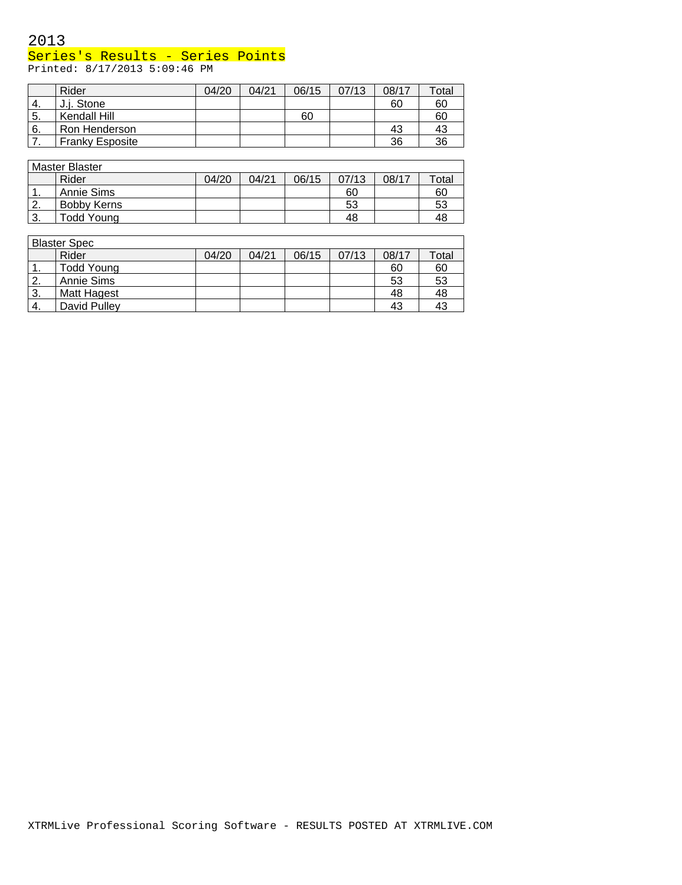2013

Series's Results - Series Points

Printed: 8/17/2013 5:09:46 PM

| | Rider | 04/20 | 04/21 | 06/15 | 07/13 | 08/17 | Total |
|---|---|---|---|---|---|---|---|
| 4. | J.j. Stone | | | | | 60 | 60 |
| 5. | Kendall Hill | | | 60 | | | 60 |
| 6. | Ron Henderson | | | | | 43 | 43 |
| 7. | Franky Esposite | | | | | 36 | 36 |

| Master Blaster | | | | | | | |
|---|---|---|---|---|---|---|---|
| | Rider | 04/20 | 04/21 | 06/15 | 07/13 | 08/17 | Total |
| 1. | Annie Sims | | | | 60 | | 60 |
| 2. | Bobby Kerns | | | | 53 | | 53 |
| 3. | Todd Young | | | | 48 | | 48 |

| Blaster Spec | | | | | | | |
|---|---|---|---|---|---|---|---|
| | Rider | 04/20 | 04/21 | 06/15 | 07/13 | 08/17 | Total |
| 1. | Todd Young | | | | | 60 | 60 |
| 2. | Annie Sims | | | | | 53 | 53 |
| 3. | Matt Hagest | | | | | 48 | 48 |
| 4. | David Pulley | | | | | 43 | 43 |